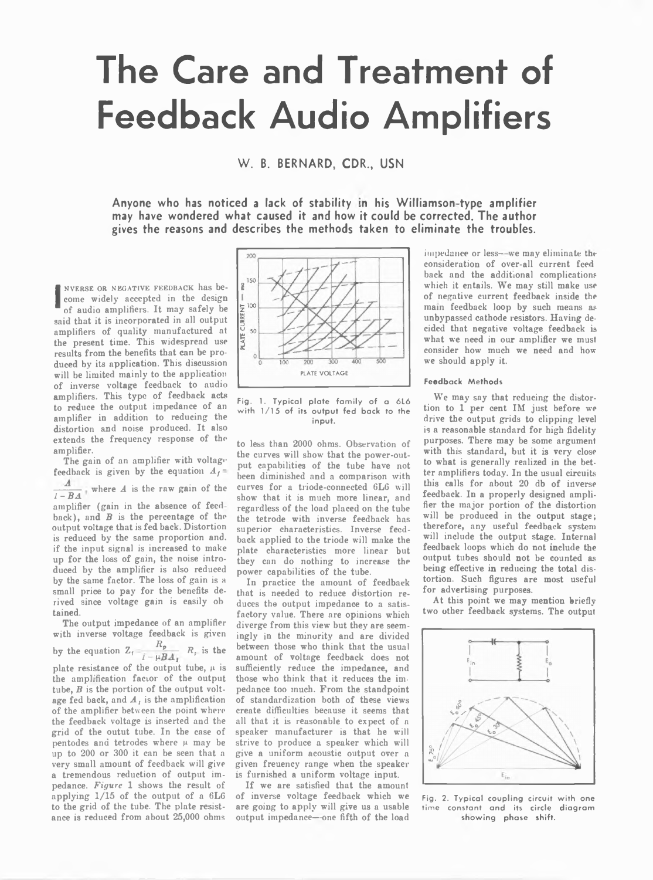# The Care and Treatment of Feedback Audio Amplifiers

W. B. BERNARD, CDR., USN

**Anyone who has noticed a lack of stability in his Williamson-type amplifier may have wondered what caused it and how it could be corrected. The author gives the reasons and describes the methods taken to eliminate the troubles.**

INVERSE OR NEGATIVE FEEDBACK has become widely accepted in the design of audio amplifiers. It may safely be said that it is incorporated in all output amplifiers of quality manufactured at the present time. This widespread use results from the benefits that can be produced by its application. This discussion will be limited mainly to the application of inverse voltage feedback to audio amplifiers. This type of feedback acts to reduce the output impedance of an amplifier in addition to reducing the distortion and noise produced. It also extends the frequency response of the amplifier.

The gain of an amplifier with voltage feedback is given by the equation $A_f = \frac{A}{1 - BA}$, where $A$ is the raw gain of the amplifier (gain in the absence of feedback), and $B$ is the percentage of the output voltage that is fed back. Distortion is reduced by the same proportion and, if the input signal is increased to make up for the loss of gain, the noise introduced by the amplifier is also reduced by the same factor. The loss of gain is a small price to pay for the benefits derived since voltage gain is easily obtained.

The output impedance of an amplifier with inverse voltage feedback is given by the equation $Z_f = \frac{R_p}{1 - \mu B A_1}$. $R_p$ is the plate resistance of the output tube, $\mu$ is the amplification factor of the output tube, $B$ is the portion of the output voltage fed back, and $A_1$ is the amplification of the amplifier between the point where the feedback voltage is inserted and the grid of the outut tube. In the case of pentodes and tetrodes where $\mu$ may be up to 200 or 300 it can be seen that a very small amount of feedback will give a tremendous reduction of output impedance. *Figure* 1 shows the result of applying 1/15 of the output of a 6L6 to the grid of the tube. The plate resistance is reduced from about 25,000 ohms to less than 2000 ohms. Observation of the curves will show that the power-output capabilities of the tube have not been diminished and a comparison with curves for a triode-connected 6L6 will show that it is much more linear, and regardless of the load placed on the tube the tetrode with inverse feedback has superior characteristics. Inverse feedback applied to the triode will make the plate characteristics more linear but they can do nothing to increase the power capabilities of the tube.

200
150
100
50
0
PLATE CURRENT — ma
0 100 200 300 400 500
PLATE VOLTAGE

Fig. 1. Typical plate family of a 6L6 with 1/15 of its output fed back to the input.

In practice the amount of feedback that is needed to reduce distortion reduces the output impedance to a satisfactory value. There are opinions which diverge from this view but they are seemingly in the minority and are divided between those who think that the usual amount of voltage feedback does not sufficiently reduce the impedance, and those who think that it reduces the impedance too much. From the standpoint of standardization both of these views create difficulties because it seems that all that it is reasonable to expect of a speaker manufacturer is that he will strive to produce a speaker which will give a uniform acoustic output over a given freuency range when the speaker is furnished a uniform voltage input.

If we are satisfied that the amount of inverse voltage feedback which we are going to apply will give us a usable output impedance—one fifth of the load impedance or less—we may eliminate the consideration of over-all current feedback and the additional complications which it entails. We may still make use of negative current feedback inside the main feedback loop by such means as unbypassed cathode resistors. Having decided that negative voltage feedback is what we need in our amplifier we must consider how much we need and how we should apply it.

#### Feedback Methods

We may say that reducing the distortion to 1 per cent IM just before we drive the output grids to clipping level is a reasonable standard for high fidelity purposes. There may be some argument with this standard, but it is very close to what is generally realized in the better amplifiers today. In the usual circuits this calls for about 20 db of inverse feedback. In a properly designed amplifier the major portion of the distortion will be produced in the output stage; therefore, any useful feedback system will include the output stage. Internal feedback loops which do not include the output tubes should not be counted as being effective in reducing the total distortion. Such figures are most useful for advertising purposes.

At this point we may mention briefly two other feedback systems. The output

$E_{in}$
$E_o$
$E_o$ 60°
$E_o$ 45°
$E_o$ 30°
$E_o$ 75°
$E_{in}$

Fig. 2. Typical coupling circuit with one time constant and its circle diagram showing phase shift.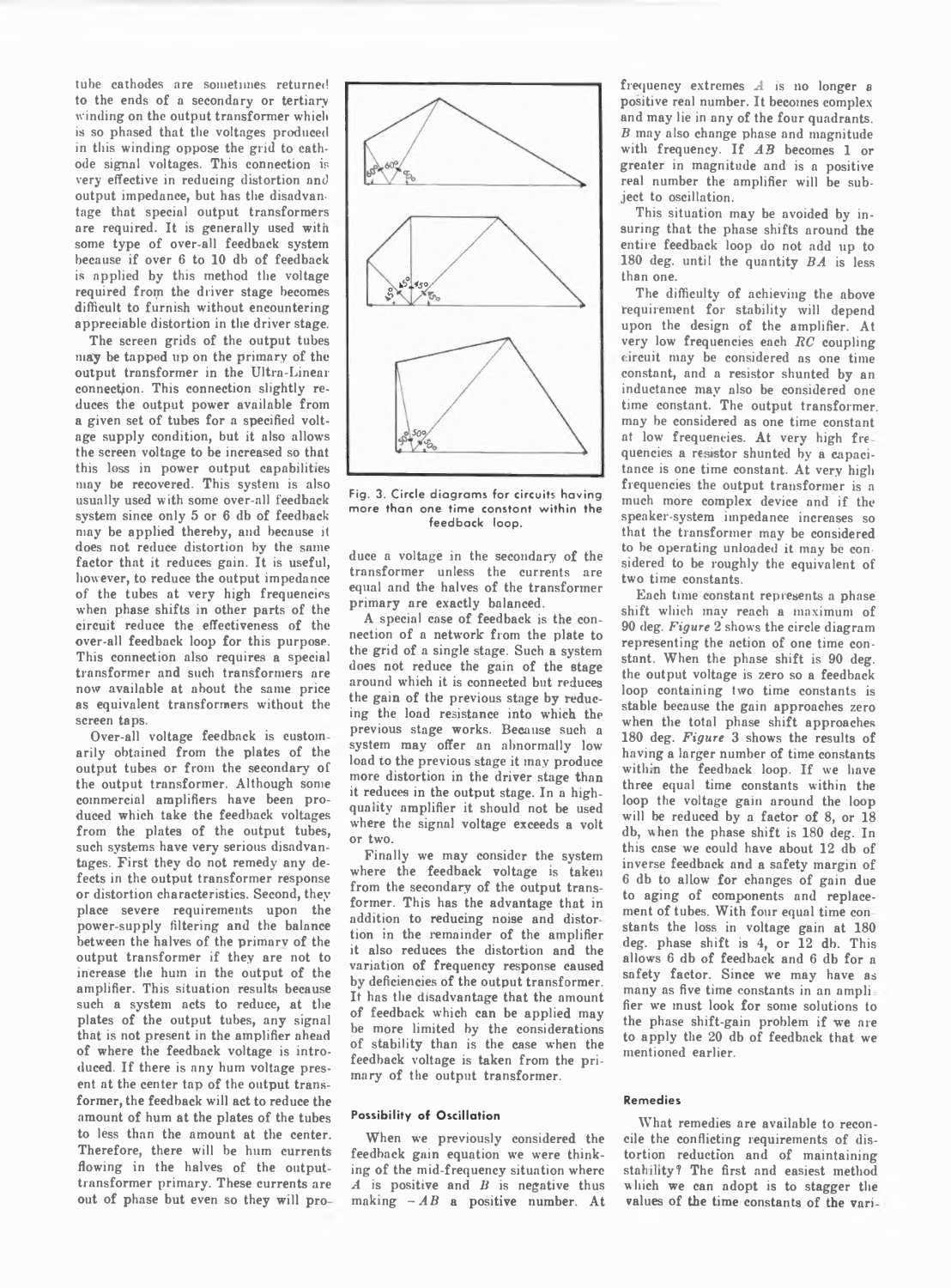tube cathodes are sometimes returned to the ends of a secondary or tertiary winding on the output transformer which is so phased that the voltages produced in this winding oppose the grid to cathode signal voltages. This connection is very effective in reducing distortion and output impedance, but has the disadvantage that special output transformers are required. It is generally used with some type of over-all feedback system because if over 6 to 10 db of feedback is applied by this method the voltage required from the driver stage becomes difficult to furnish without encountering appreciable distortion in the driver stage.

The screen grids of the output tubes may be tapped up on the primary of the output transformer in the Ultra-Linear connection. This connection slightly reduces the output power available from a given set of tubes for a specified voltage supply condition, but it also allows the screen voltage to be increased so that this loss in power output capabilities may be recovered. This system is also usually used with some over-all feedback system since only 5 or 6 db of feedback may be applied thereby, and because it does not reduce distortion by the same factor that it reduces gain. It is useful, however, to reduce the output impedance of the tubes at very high frequencies when phase shifts in other parts of the circuit reduce the effectiveness of the over-all feedback loop for this purpose. This connection also requires a special transformer and such transformers are now available at about the same price as equivalent transformers without the screen taps.

Over-all voltage feedback is customarily obtained from the plates of the output tubes or from the secondary of the output transformer. Although some commercial amplifiers have been produced which take the feedback voltages from the plates of the output tubes, such systems have very serious disadvantages. First they do not remedy any defects in the output transformer response or distortion characteristics. Second, they place severe requirements upon the power-supply filtering and the balance between the halves of the primary of the output transformer if they are not to increase the hum in the output of the amplifier. This situation results because such a system acts to reduce, at the plates of the output tubes, any signal that is not present in the amplifier ahead of where the feedback voltage is introduced. If there is any hum voltage present at the center tap of the output transformer, the feedback will act to reduce the amount of hum at the plates of the tubes to less than the amount at the center. Therefore, there will be hum currents flowing in the halves of the output-transformer primary. These currents are out of phase but even so they will produce a voltage in the secondary of the transformer unless the currents are equal and the halves of the transformer primary are exactly balanced.

Fig. 3. Circle diagrams for circuits having more than one time constant within the feedback loop.

A special case of feedback is the connection of a network from the plate to the grid of a single stage. Such a system does not reduce the gain of the stage around which it is connected but reduces the gain of the previous stage by reducing the load resistance into which the previous stage works. Because such a system may offer an abnormally low load to the previous stage it may produce more distortion in the driver stage than it reduces in the output stage. In a high-quality amplifier it should not be used where the signal voltage exceeds a volt or two.

Finally we may consider the system where the feedback voltage is taken from the secondary of the output transformer. This has the advantage that in addition to reducing noise and distortion in the remainder of the amplifier it also reduces the distortion and the variation of frequency response caused by deficiencies of the output transformer. It has the disadvantage that the amount of feedback which can be applied may be more limited by the considerations of stability than is the case when the feedback voltage is taken from the primary of the output transformer.

#### Possibility of Oscillation

When we previously considered the feedback gain equation we were thinking of the mid-frequency situation where $A$ is positive and $B$ is negative thus making $-AB$ a positive number. At frequency extremes $A$ is no longer a positive real number. It becomes complex and may lie in any of the four quadrants. $B$ may also change phase and magnitude with frequency. If $AB$ becomes 1 or greater in magnitude and is a positive real number the amplifier will be subject to oscillation.

This situation may be avoided by insuring that the phase shifts around the entire feedback loop do not add up to 180 deg. until the quantity $BA$ is less than one.

The difficulty of achieving the above requirement for stability will depend upon the design of the amplifier. At very low frequencies each $RC$ coupling circuit may be considered as one time constant, and a resistor shunted by an inductance may also be considered one time constant. The output transformer may be considered as one time constant at low frequencies. At very high frequencies a resistor shunted by a capacitance is one time constant. At very high frequencies the output transformer is a much more complex device and if the speaker-system impedance increases so that the transformer may be considered to be operating unloaded it may be considered to be roughly the equivalent of two time constants.

Each time constant represents a phase shift which may reach a maximum of 90 deg. *Figure* 2 shows the circle diagram representing the action of one time constant. When the phase shift is 90 deg. the output voltage is zero so a feedback loop containing two time constants is stable because the gain approaches zero when the total phase shift approaches 180 deg. *Figure* 3 shows the results of having a larger number of time constants within the feedback loop. If we have three equal time constants within the loop the voltage gain around the loop will be reduced by a factor of 8, or 18 db, when the phase shift is 180 deg. In this case we could have about 12 db of inverse feedback and a safety margin of 6 db to allow for changes of gain due to aging of components and replacement of tubes. With four equal time constants the loss in voltage gain at 180 deg. phase shift is 4, or 12 db. This allows 6 db of feedback and 6 db for a safety factor. Since we may have as many as five time constants in an amplifier we must look for some solutions to the phase shift-gain problem if we are to apply the 20 db of feedback that we mentioned earlier.

#### Remedies

What remedies are available to reconcile the conflicting requirements of distortion reduction and of maintaining stability? The first and easiest method which we can adopt is to stagger the values of the time constants of the vari-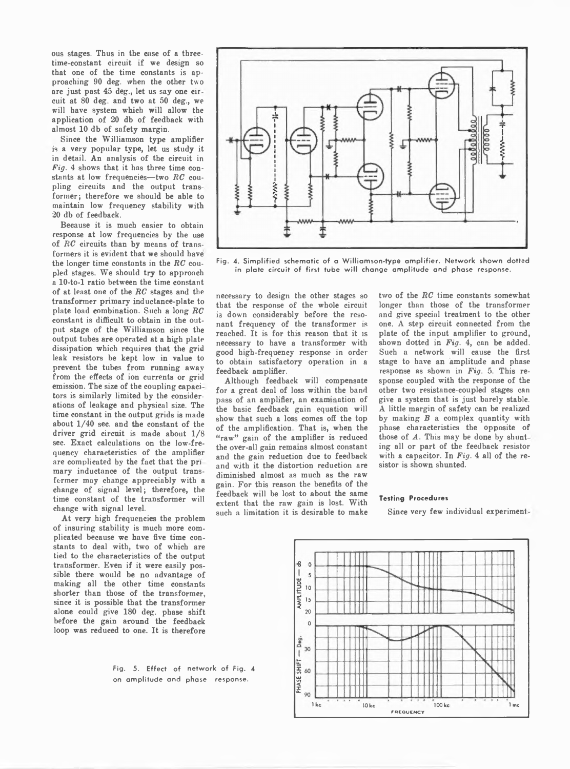ous stages. Thus in the case of a three-time-constant circuit if we design so that one of the time constants is approaching 90 deg. when the other two are just past 45 deg., let us say one circuit at 80 deg. and two at 50 deg., we will have system which will allow the application of 20 db of feedback with almost 10 db of safety margin.

Since the Williamson type amplifier is a very popular type, let us study it in detail. An analysis of the circuit in *Fig.* 4 shows that it has three time constants at low frequencies—two *RC* coupling circuits and the output transformer; therefore we should be able to maintain low frequency stability with 20 db of feedback.

Because it is much easier to obtain response at low frequencies by the use of *RC* circuits than by means of transformers it is evident that we should have the longer time constants in the *RC* coupled stages. We should try to approach a 10-to-1 ratio between the time constant of at least one of the *RC* stages and the transformer primary inductance-plate to plate load combination. Such a long *RC* constant is difficult to obtain in the output stage of the Williamson since the output tubes are operated at a high plate dissipation which requires that the grid leak resistors be kept low in value to prevent the tubes from running away from the effects of ion currents or grid emission. The size of the coupling capacitors is similarly limited by the considerations of leakage and physical size. The time constant in the output grids is made about 1/40 sec. and the constant of the driver grid circuit is made about 1/8 sec. Exact calculations on the low-frequency characteristics of the amplifier are complicated by the fact that the primary inductance of the output transformer may change appreciably with a change of signal level; therefore, the time constant of the transformer will change with signal level.

At very high frequencies the problem of insuring stability is much more complicated because we have five time constants to deal with, two of which are tied to the characteristics of the output transformer. Even if it were easily possible there would be no advantage of making all the other time constants shorter than those of the transformer, since it is possible that the transformer alone could give 180 deg. phase shift before the gain around the feedback loop was reduced to one. It is therefore necessary to design the other stages so that the response of the whole circuit is down considerably before the resonant frequency of the transformer is reached. It is for this reason that it is necessary to have a transformer with good high-frequency response in order to obtain satisfactory operation in a feedback amplifier.

Fig. 4. Simplified schematic of a Williamson-type amplifier. Network shown dotted in plate circuit of first tube will change amplitude and phase response.

Although feedback will compensate for a great deal of loss within the band pass of an amplifier, an examination of the basic feedback gain equation will show that such a loss comes off the top of the amplification. That is, when the "raw" gain of the amplifier is reduced the over-all gain remains almost constant and the gain reduction due to feedback and with it the distortion reduction are diminished almost as much as the raw gain. For this reason the benefits of the feedback will be lost to about the same extent that the raw gain is lost. With such a limitation it is desirable to make two of the *RC* time constants somewhat longer than those of the transformer and give special treatment to the other one. A step circuit connected from the plate of the input amplifier to ground, shown dotted in *Fig.* 4, can be added. Such a network will cause the first stage to have an amplitude and phase response as shown in *Fig.* 5. This response coupled with the response of the other two resistance-coupled stages can give a system that is just barely stable. A little margin of safety can be realized by making *B* a complex quantity with phase characteristics the opposite of those of *A*. This may be done by shunting all or part of the feedback resistor with a capacitor. In *Fig.* 4 all of the resistor is shown shunted.

### Testing Procedures

Since very few individual experiment-

AMPLITUDE — db
0
5
10
15
20
PHASE SHIFT — Deg.
0
30
60
90
1 kc
10 kc
100 kc
1 mc
FREQUENCY

Fig. 5. Effect of network of Fig. 4 on amplitude and phase response.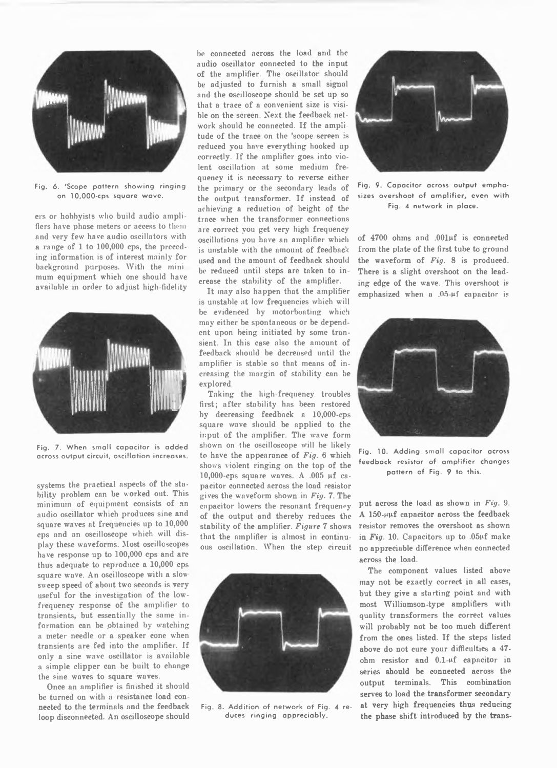Fig. 6. 'Scope pattern showing ringing on 10,000-cps square wave.

ers or hobbyists who build audio amplifiers have phase meters or access to them and very few have audio oscillators with a range of 1 to 100,000 cps, the preceding information is of interest mainly for background purposes. With the minimum equipment which one should have available in order to adjust high-fidelity systems the practical aspects of the stability problem can be worked out. This minimum of equipment consists of an audio oscillator which produces sine and square waves at frequencies up to 10,000 cps and an oscilloscope which will display these waveforms. Most oscilloscopes have response up to 100,000 cps and are thus adequate to reproduce a 10,000 cps square wave. An oscilloscope with a slow sweep speed of about two seconds is very useful for the investigation of the low-frequency response of the amplifier to transients, but essentially the same information can be obtained by watching a meter needle or a speaker cone when transients are fed into the amplifier. If only a sine wave oscillator is available a simple clipper can be built to change the sine waves to square waves.

Fig. 7. When small capacitor is added across output circuit, oscillation increases.

Once an amplifier is finished it should be turned on with a resistance load connected to the terminals and the feedback loop disconnected. An oscilloscope should be connected across the load and the audio oscillator connected to the input of the amplifier. The oscillator should be adjusted to furnish a small signal and the oscilloscope should be set up so that a trace of a convenient size is visible on the screen. Next the feedback network should be connected. If the amplitude of the trace on the 'scope screen is reduced you have everything hooked up correctly. If the amplifier goes into violent oscillation at some medium frequency it is necessary to reverse either the primary or the secondary leads of the output transformer. If instead of achieving a reduction of height of the trace when the transformer connections are correct you get very high frequency oscillations you have an amplifier which is unstable with the amount of feedback used and the amount of feedback should be reduced until steps are taken to increase the stability of the amplifier.

It may also happen that the amplifier is unstable at low frequencies which will be evidenced by motorboating which may either be spontaneous or be dependent upon being initiated by some transient. In this case also the amount of feedback should be decreased until the amplifier is stable so that means of increasing the margin of stability can be explored.

Taking the high-frequency troubles first; after stability has been restored by decreasing feedback a 10,000-cps square wave should be applied to the input of the amplifier. The wave form shown on the oscilloscope will be likely to have the appearance of *Fig.* 6 which shows violent ringing on the top of the 10,000-cps square waves. A .005 µf capacitor connected across the load resistor gives the waveform shown in *Fig.* 7. The capacitor lowers the resonant frequency of the output and thereby reduces the stability of the amplifier. *Figure* 7 shows that the amplifier is almost in continuous oscillation. When the step circuit of 4700 ohms and .001µf is connected from the plate of the first tube to ground the waveform of *Fig.* 8 is produced. There is a slight overshoot on the leading edge of the wave. This overshoot is emphasized when a .05-µf capacitor is put across the load as shown in *Fig.* 9. A 150-µµf capacitor across the feedback resistor removes the overshoot as shown in *Fig.* 10. Capacitors up to .05µf make no appreciable difference when connected across the load.

Fig. 8. Addition of network of Fig. 4 reduces ringing appreciably.

Fig. 9. Capacitor across output emphasizes overshoot of amplifier, even with Fig. 4 network in place.

Fig. 10. Adding small capacitor across feedback resistor of amplifier changes pattern of Fig. 9 to this.

The component values listed above may not be exactly correct in all cases, but they give a starting point and with most Williamson-type amplifiers with quality transformers the correct values will probably not be too much different from the ones listed. If the steps listed above do not cure your difficulties a 47-ohm resistor and 0.1-µf capacitor in series should be connected across the output terminals. This combination serves to load the transformer secondary at very high frequencies thus reducing the phase shift introduced by the trans-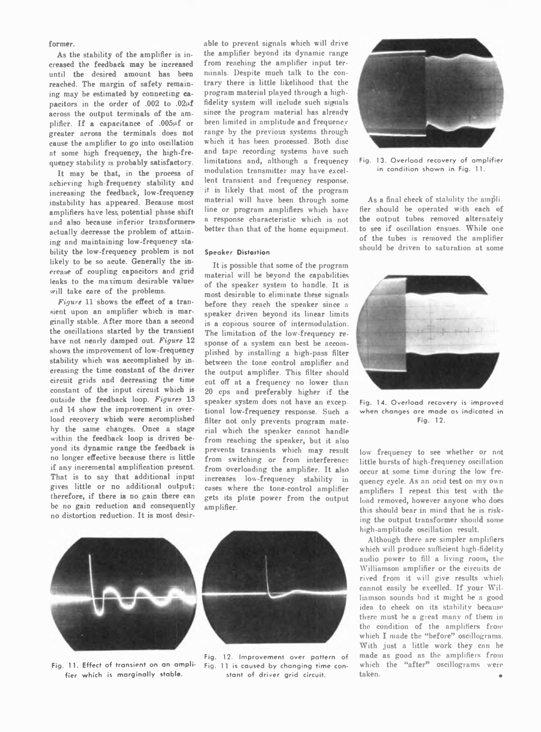former.

As the stability of the amplifier is increased the feedback may be increased until the desired amount has been reached. The margin of safety remaining may be estimated by connecting capacitors in the order of .002 to .02μf across the output terminals of the amplifier. If a capacitance of .005μf or greater across the terminals does not cause the amplifier to go into oscillation at some high frequency, the high-frequency stability is probably satisfactory.

It may be that, in the process of achieving high-frequency stability and increasing the feedback, low-frequency instability has appeared. Because most amplifiers have less potential phase shift and also because inferior transformers actually decrease the problem of attaining and maintaining low-frequency stability the low-frequency problem is not likely to be so acute. Generally the increase of coupling capacitors and grid leaks to the maximum desirable values will take care of the problems.

*Figure* 11 shows the effect of a transient upon an amplifier which is marginally stable. After more than a second the oscillations started by the transient have not nearly damped out. *Figure* 12 shows the improvement of low-frequency stability which was accomplished by increasing the time constant of the driver circuit grids and decreasing the time constant of the input circuit which is outside the feedback loop. *Figures* 13 and 14 show the improvement in overload recovery which were accomplished by the same changes. Once a stage within the feedback loop is driven beyond its dynamic range the feedback is no longer effective because there is little if any incremental amplification present. That is to say that additional input gives little or no additional output; therefore, if there is no gain there can be no gain reduction and consequently no distortion reduction. It is most desirable to prevent signals which will drive the amplifier beyond its dynamic range from reaching the amplifier input terminals. Despite much talk to the contrary there is little likelihood that the program material played through a high-fidelity system will include such signals since the program material has already been limited in amplitude and frequency range by the previous systems through which it has been processed. Both disc and tape recording systems have such limitations and, although a frequency modulation transmitter may have excellent transient and frequency response, it is likely that most of the program material will have been through some line or program amplifiers which have a response characteristic which is not better than that of the home equipment.

#### Speaker Distortion

It is possible that some of the program material will be beyond the capabilities of the speaker system to handle. It is most desirable to eliminate these signals before they reach the speaker since a speaker driven beyond its linear limits is a copious source of intermodulation. The limitation of the low-frequency response of a system can best be accomplished by installing a high-pass filter between the tone control amplifier and the output amplifier. This filter should cut off at a frequency no lower than 20 cps and preferably higher if the speaker system does not have an exceptional low-frequency response. Such a filter not only prevents program material which the speaker cannot handle from reaching the speaker, but it also prevents transients which may result from switching or from interference from overloading the amplifier. It also increases low-frequency stability in cases where the tone-control amplifier gets its plate power from the output amplifier.

Fig. 13. Overload recovery of amplifier in condition shown in Fig. 11.

As a final check of stability the amplifier should be operated with each of the output tubes removed alternately to see if oscillation ensues. While one of the tubes is removed the amplifier should be driven to saturation at some low frequency to see whether or not little bursts of high-frequency oscillation occur at some time during the low frequency cycle. As an acid test on my own amplifiers I repeat this test with the load removed, however anyone who does this should bear in mind that he is risking the output transformer should some high-amplitude oscillation result.

Fig. 14. Overload recovery is improved when changes are made as indicated in Fig. 12.

Although there are simpler amplifiers which will produce sufficient high-fidelity audio power to fill a living room, the Williamson amplifier or the circuits derived from it will give results which cannot easily be excelled. If your Williamson sounds bad it might be a good idea to check on its stability because there must be a great many of them in the condition of the amplifiers from which I made the "before" oscillograms. With just a little work they can be made as good as the amplifiers from which the "after" oscillograms were taken.

Fig. 11. Effect of transient on an amplifier which is marginally stable.

Fig. 12. Improvement over pattern of Fig. 11 is caused by changing time constant of driver grid circuit.